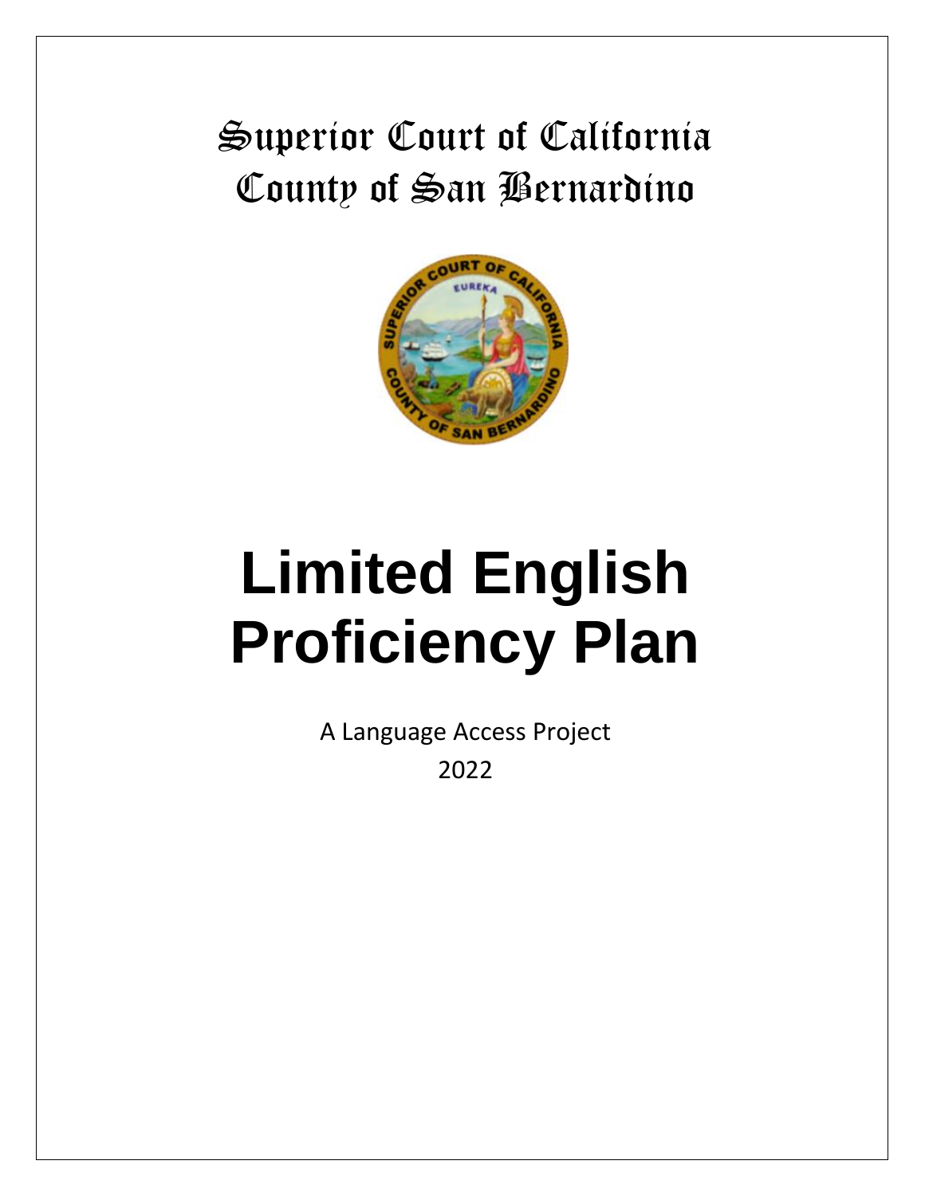# Superior Court of California
# County of San Bernardino

# Limited English Proficiency Plan

A Language Access Project

2022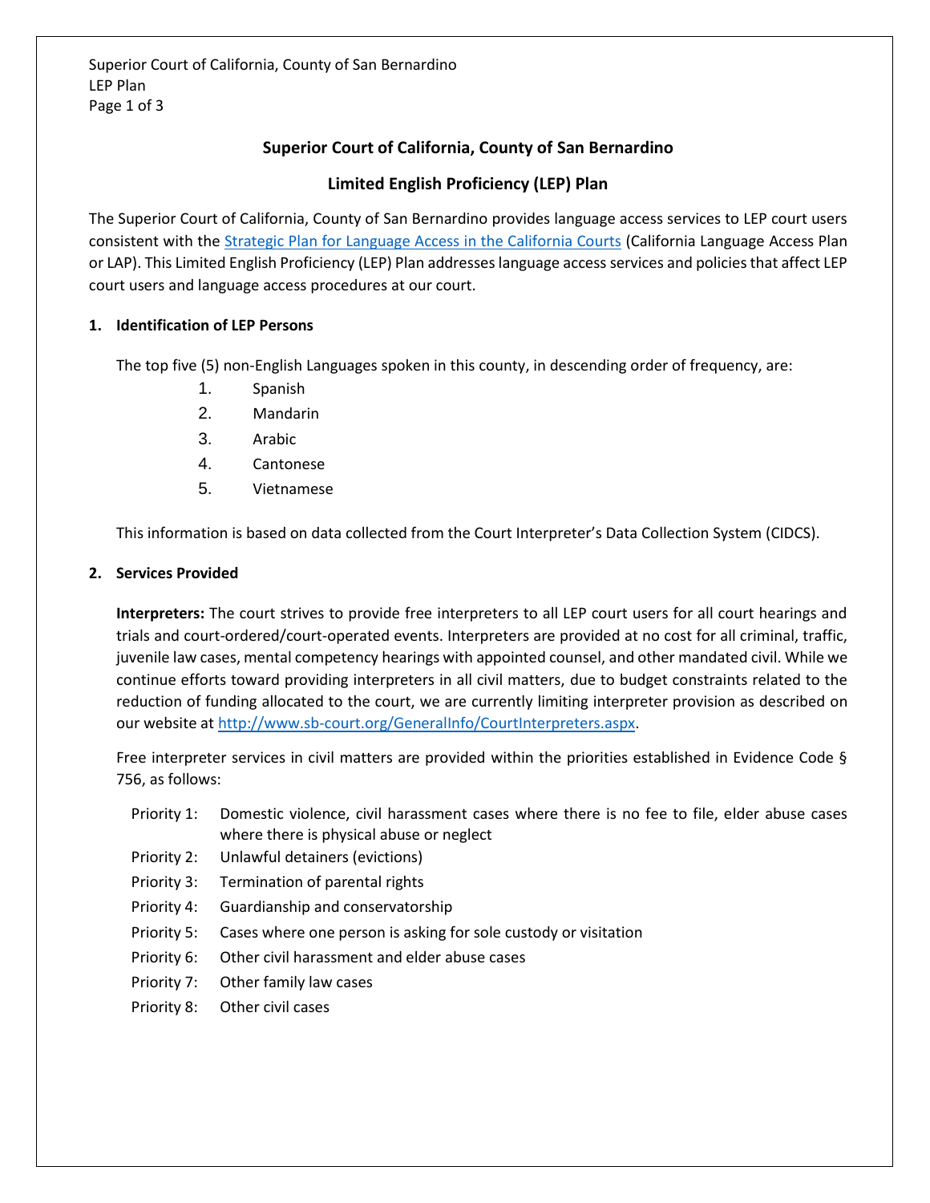# Superior Court of California, County of San Bernardino

## Limited English Proficiency (LEP) Plan

The Superior Court of California, County of San Bernardino provides language access services to LEP court users consistent with the [Strategic Plan for Language Access in the California Courts](Strategic Plan for Language Access in the California Courts) (California Language Access Plan or LAP). This Limited English Proficiency (LEP) Plan addresses language access services and policies that affect LEP court users and language access procedures at our court.

### 1. Identification of LEP Persons

The top five (5) non-English Languages spoken in this county, in descending order of frequency, are:

1. Spanish
2. Mandarin
3. Arabic
4. Cantonese
5. Vietnamese

This information is based on data collected from the Court Interpreter's Data Collection System (CIDCS).

### 2. Services Provided

**Interpreters:** The court strives to provide free interpreters to all LEP court users for all court hearings and trials and court-ordered/court-operated events. Interpreters are provided at no cost for all criminal, traffic, juvenile law cases, mental competency hearings with appointed counsel, and other mandated civil. While we continue efforts toward providing interpreters in all civil matters, due to budget constraints related to the reduction of funding allocated to the court, we are currently limiting interpreter provision as described on our website at http://www.sb-court.org/GeneralInfo/CourtInterpreters.aspx.

Free interpreter services in civil matters are provided within the priorities established in Evidence Code § 756, as follows:

- Priority 1: Domestic violence, civil harassment cases where there is no fee to file, elder abuse cases where there is physical abuse or neglect
- Priority 2: Unlawful detainers (evictions)
- Priority 3: Termination of parental rights
- Priority 4: Guardianship and conservatorship
- Priority 5: Cases where one person is asking for sole custody or visitation
- Priority 6: Other civil harassment and elder abuse cases
- Priority 7: Other family law cases
- Priority 8: Other civil cases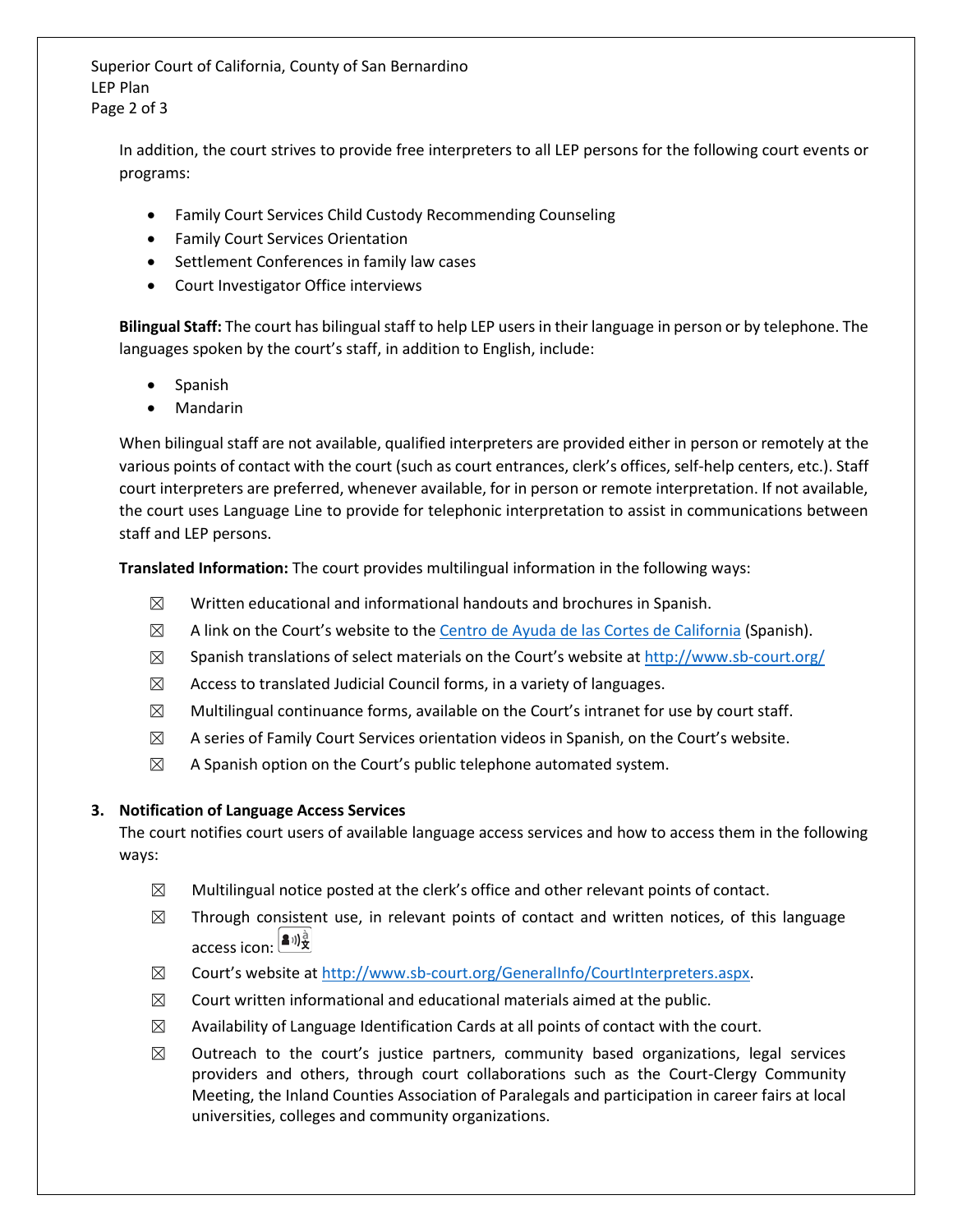In addition, the court strives to provide free interpreters to all LEP persons for the following court events or programs:

- Family Court Services Child Custody Recommending Counseling
- Family Court Services Orientation
- Settlement Conferences in family law cases
- Court Investigator Office interviews

**Bilingual Staff:** The court has bilingual staff to help LEP users in their language in person or by telephone. The languages spoken by the court's staff, in addition to English, include:

- Spanish
- Mandarin

When bilingual staff are not available, qualified interpreters are provided either in person or remotely at the various points of contact with the court (such as court entrances, clerk's offices, self-help centers, etc.). Staff court interpreters are preferred, whenever available, for in person or remote interpretation. If not available, the court uses Language Line to provide for telephonic interpretation to assist in communications between staff and LEP persons.

**Translated Information:** The court provides multilingual information in the following ways:

☒ Written educational and informational handouts and brochures in Spanish.

☒ A link on the Court's website to the Centro de Ayuda de las Cortes de California (Spanish).

☒ Spanish translations of select materials on the Court's website at http://www.sb-court.org/

☒ Access to translated Judicial Council forms, in a variety of languages.

☒ Multilingual continuance forms, available on the Court's intranet for use by court staff.

☒ A series of Family Court Services orientation videos in Spanish, on the Court's website.

☒ A Spanish option on the Court's public telephone automated system.

**3. Notification of Language Access Services**

The court notifies court users of available language access services and how to access them in the following ways:

☒ Multilingual notice posted at the clerk's office and other relevant points of contact.

☒ Through consistent use, in relevant points of contact and written notices, of this language access icon:

☒ Court's website at http://www.sb-court.org/GeneralInfo/CourtInterpreters.aspx.

☒ Court written informational and educational materials aimed at the public.

☒ Availability of Language Identification Cards at all points of contact with the court.

☒ Outreach to the court's justice partners, community based organizations, legal services providers and others, through court collaborations such as the Court-Clergy Community Meeting, the Inland Counties Association of Paralegals and participation in career fairs at local universities, colleges and community organizations.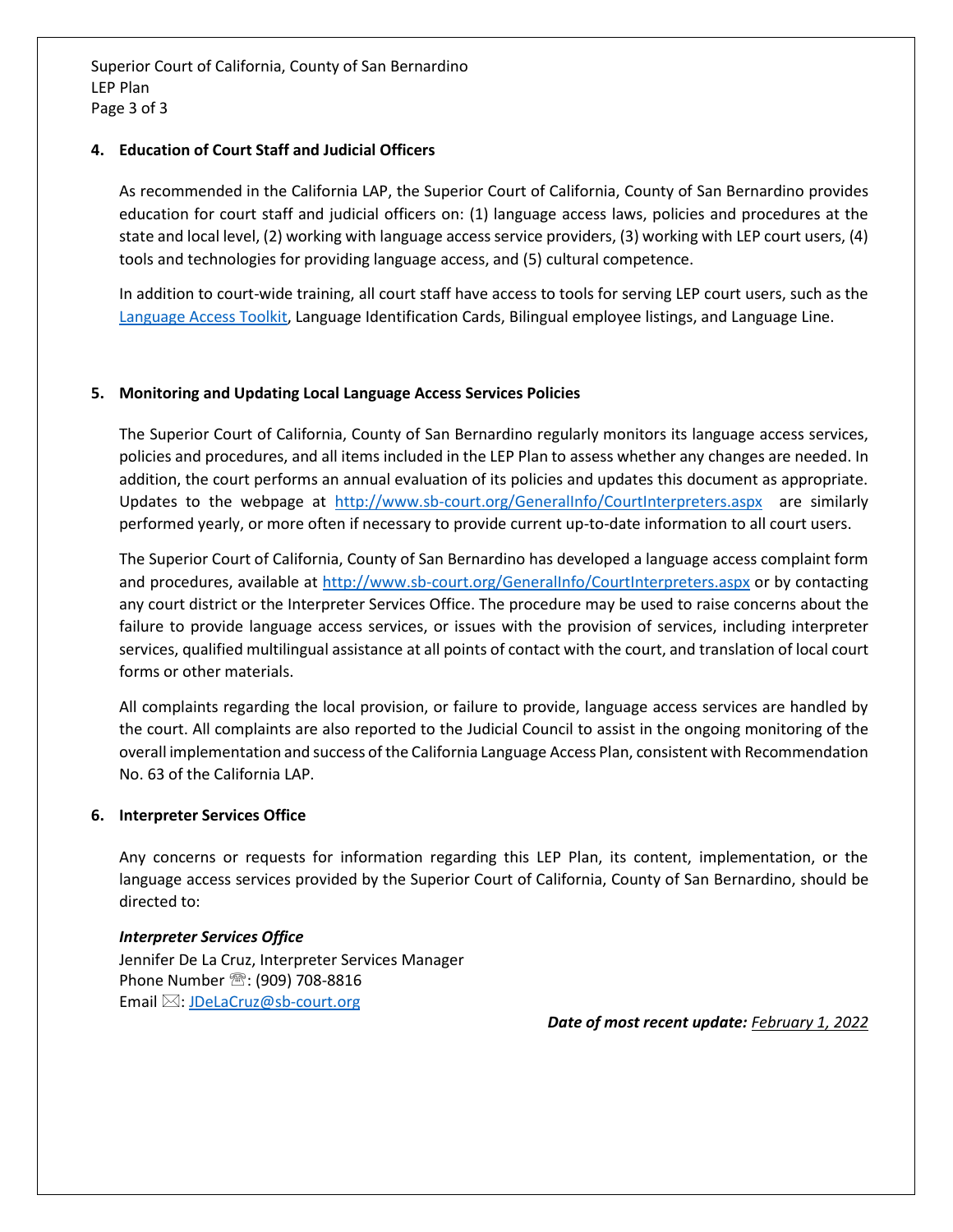## 4. Education of Court Staff and Judicial Officers

As recommended in the California LAP, the Superior Court of California, County of San Bernardino provides education for court staff and judicial officers on: (1) language access laws, policies and procedures at the state and local level, (2) working with language access service providers, (3) working with LEP court users, (4) tools and technologies for providing language access, and (5) cultural competence.

In addition to court-wide training, all court staff have access to tools for serving LEP court users, such as the [Language Access Toolkit](), Language Identification Cards, Bilingual employee listings, and Language Line.

## 5. Monitoring and Updating Local Language Access Services Policies

The Superior Court of California, County of San Bernardino regularly monitors its language access services, policies and procedures, and all items included in the LEP Plan to assess whether any changes are needed. In addition, the court performs an annual evaluation of its policies and updates this document as appropriate. Updates to the webpage at http://www.sb-court.org/GeneralInfo/CourtInterpreters.aspx are similarly performed yearly, or more often if necessary to provide current up-to-date information to all court users.

The Superior Court of California, County of San Bernardino has developed a language access complaint form and procedures, available at http://www.sb-court.org/GeneralInfo/CourtInterpreters.aspx or by contacting any court district or the Interpreter Services Office. The procedure may be used to raise concerns about the failure to provide language access services, or issues with the provision of services, including interpreter services, qualified multilingual assistance at all points of contact with the court, and translation of local court forms or other materials.

All complaints regarding the local provision, or failure to provide, language access services are handled by the court. All complaints are also reported to the Judicial Council to assist in the ongoing monitoring of the overall implementation and success of the California Language Access Plan, consistent with Recommendation No. 63 of the California LAP.

## 6. Interpreter Services Office

Any concerns or requests for information regarding this LEP Plan, its content, implementation, or the language access services provided by the Superior Court of California, County of San Bernardino, should be directed to:

***Interpreter Services Office***
Jennifer De La Cruz, Interpreter Services Manager
Phone Number ☏: (909) 708-8816
Email ✉: JDeLaCruz@sb-court.org

***Date of most recent update:*** *February 1, 2022*